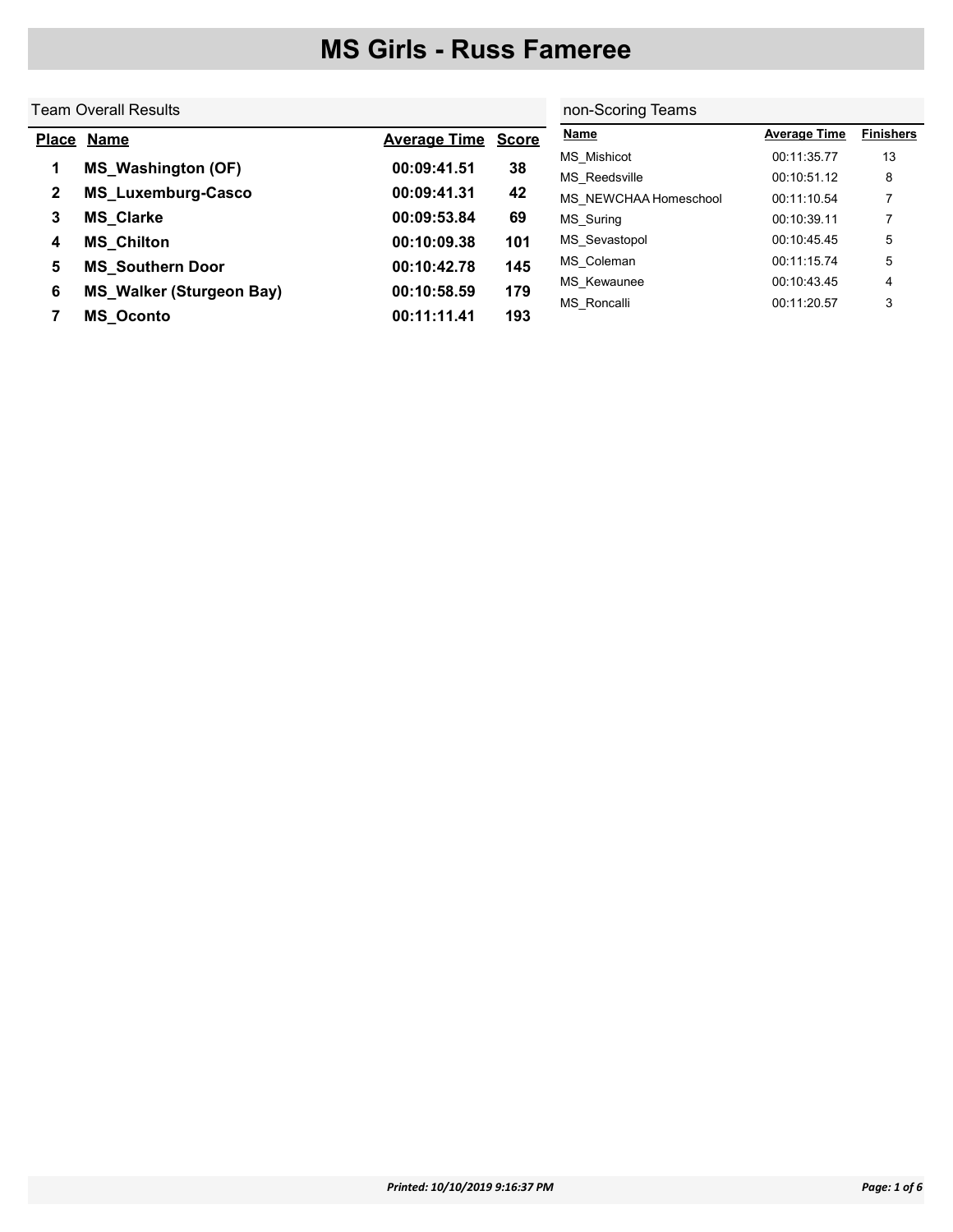# MS Girls - Russ Fameree

## Team Overall Results

| Place | Name | Average Time | Score |
|---|---|---|---|
| 1 | MS_Washington (OF) | 00:09:41.51 | 38 |
| 2 | MS_Luxemburg-Casco | 00:09:41.31 | 42 |
| 3 | MS_Clarke | 00:09:53.84 | 69 |
| 4 | MS_Chilton | 00:10:09.38 | 101 |
| 5 | MS_Southern Door | 00:10:42.78 | 145 |
| 6 | MS_Walker (Sturgeon Bay) | 00:10:58.59 | 179 |
| 7 | MS_Oconto | 00:11:11.41 | 193 |

## non-Scoring Teams

| Name | Average Time | Finishers |
|---|---|---|
| MS_Mishicot | 00:11:35.77 | 13 |
| MS_Reedsville | 00:10:51.12 | 8 |
| MS_NEWCHAA Homeschool | 00:11:10.54 | 7 |
| MS_Suring | 00:10:39.11 | 7 |
| MS_Sevastopol | 00:10:45.45 | 5 |
| MS_Coleman | 00:11:15.74 | 5 |
| MS_Kewaunee | 00:10:43.45 | 4 |
| MS_Roncalli | 00:11:20.57 | 3 |

*Printed: 10/10/2019 9:16:37 PM*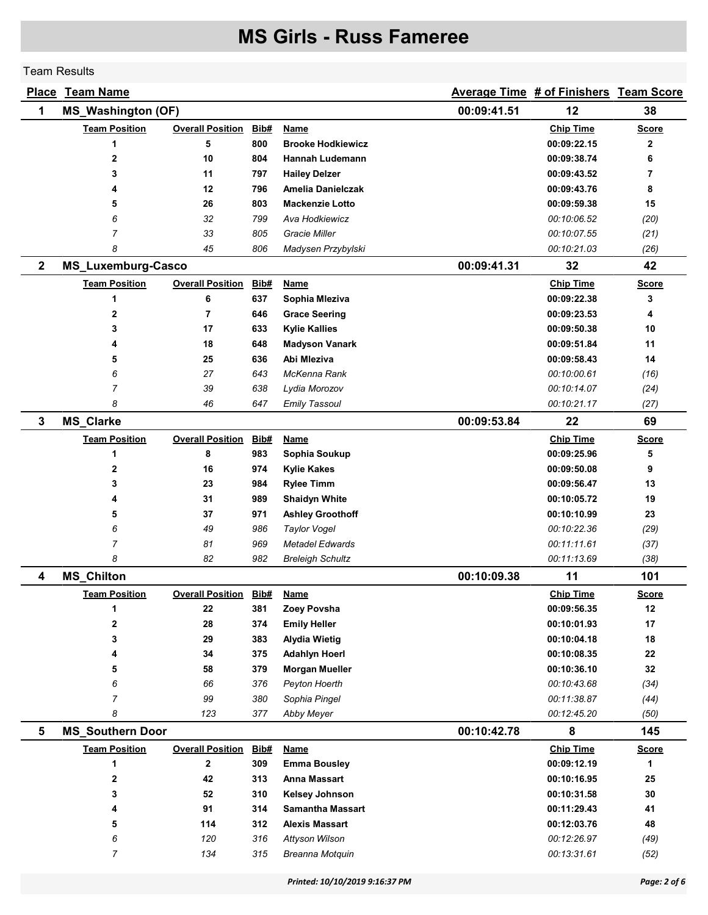# MS Girls - Russ Fameree

Team Results

| Place | Team Name | Average Time | # of Finishers | Team Score |
|---|---|---|---|---|
| 1 | MS_Washington (OF) | 00:09:41.51 | 12 | 38 |

| Team Position | Overall Position | Bib# | Name | Chip Time | Score |
|---|---|---|---|---|---|
| **1** | **5** | **800** | **Brooke Hodkiewicz** | **00:09:22.15** | **2** |
| **2** | **10** | **804** | **Hannah Ludemann** | **00:09:38.74** | **6** |
| **3** | **11** | **797** | **Hailey Delzer** | **00:09:43.52** | **7** |
| **4** | **12** | **796** | **Amelia Danielczak** | **00:09:43.76** | **8** |
| **5** | **26** | **803** | **Mackenzie Lotto** | **00:09:59.38** | **15** |
| *6* | *32* | *799* | *Ava Hodkiewicz* | *00:10:06.52* | *(20)* |
| *7* | *33* | *805* | *Gracie Miller* | *00:10:07.55* | *(21)* |
| *8* | *45* | *806* | *Madysen Przybylski* | *00:10:21.03* | *(26)* |

| Place | Team Name | Average Time | # of Finishers | Team Score |
|---|---|---|---|---|
| 2 | MS_Luxemburg-Casco | 00:09:41.31 | 32 | 42 |

| Team Position | Overall Position | Bib# | Name | Chip Time | Score |
|---|---|---|---|---|---|
| **1** | **6** | **637** | **Sophia Mleziva** | **00:09:22.38** | **3** |
| **2** | **7** | **646** | **Grace Seering** | **00:09:23.53** | **4** |
| **3** | **17** | **633** | **Kylie Kallies** | **00:09:50.38** | **10** |
| **4** | **18** | **648** | **Madyson Vanark** | **00:09:51.84** | **11** |
| **5** | **25** | **636** | **Abi Mleziva** | **00:09:58.43** | **14** |
| *6* | *27* | *643* | *McKenna Rank* | *00:10:00.61* | *(16)* |
| *7* | *39* | *638* | *Lydia Morozov* | *00:10:14.07* | *(24)* |
| *8* | *46* | *647* | *Emily Tassoul* | *00:10:21.17* | *(27)* |

| Place | Team Name | Average Time | # of Finishers | Team Score |
|---|---|---|---|---|
| 3 | MS_Clarke | 00:09:53.84 | 22 | 69 |

| Team Position | Overall Position | Bib# | Name | Chip Time | Score |
|---|---|---|---|---|---|
| **1** | **8** | **983** | **Sophia Soukup** | **00:09:25.96** | **5** |
| **2** | **16** | **974** | **Kylie Kakes** | **00:09:50.08** | **9** |
| **3** | **23** | **984** | **Rylee Timm** | **00:09:56.47** | **13** |
| **4** | **31** | **989** | **Shaidyn White** | **00:10:05.72** | **19** |
| **5** | **37** | **971** | **Ashley Groothoff** | **00:10:10.99** | **23** |
| *6* | *49* | *986* | *Taylor Vogel* | *00:10:22.36* | *(29)* |
| *7* | *81* | *969* | *Metadel Edwards* | *00:11:11.61* | *(37)* |
| *8* | *82* | *982* | *Breleigh Schultz* | *00:11:13.69* | *(38)* |

| Place | Team Name | Average Time | # of Finishers | Team Score |
|---|---|---|---|---|
| 4 | MS_Chilton | 00:10:09.38 | 11 | 101 |

| Team Position | Overall Position | Bib# | Name | Chip Time | Score |
|---|---|---|---|---|---|
| **1** | **22** | **381** | **Zoey Povsha** | **00:09:56.35** | **12** |
| **2** | **28** | **374** | **Emily Heller** | **00:10:01.93** | **17** |
| **3** | **29** | **383** | **Alydia Wietig** | **00:10:04.18** | **18** |
| **4** | **34** | **375** | **Adahlyn Hoerl** | **00:10:08.35** | **22** |
| **5** | **58** | **379** | **Morgan Mueller** | **00:10:36.10** | **32** |
| *6* | *66* | *376* | *Peyton Hoerth* | *00:10:43.68* | *(34)* |
| *7* | *99* | *380* | *Sophia Pingel* | *00:11:38.87* | *(44)* |
| *8* | *123* | *377* | *Abby Meyer* | *00:12:45.20* | *(50)* |

| Place | Team Name | Average Time | # of Finishers | Team Score |
|---|---|---|---|---|
| 5 | MS_Southern Door | 00:10:42.78 | 8 | 145 |

| Team Position | Overall Position | Bib# | Name | Chip Time | Score |
|---|---|---|---|---|---|
| **1** | **2** | **309** | **Emma Bousley** | **00:09:12.19** | **1** |
| **2** | **42** | **313** | **Anna Massart** | **00:10:16.95** | **25** |
| **3** | **52** | **310** | **Kelsey Johnson** | **00:10:31.58** | **30** |
| **4** | **91** | **314** | **Samantha Massart** | **00:11:29.43** | **41** |
| **5** | **114** | **312** | **Alexis Massart** | **00:12:03.76** | **48** |
| *6* | *120* | *316* | *Attyson Wilson* | *00:12:26.97* | *(49)* |
| *7* | *134* | *315* | *Breanna Motquin* | *00:13:31.61* | *(52)* |

Printed: 10/10/2019 9:16:37 PM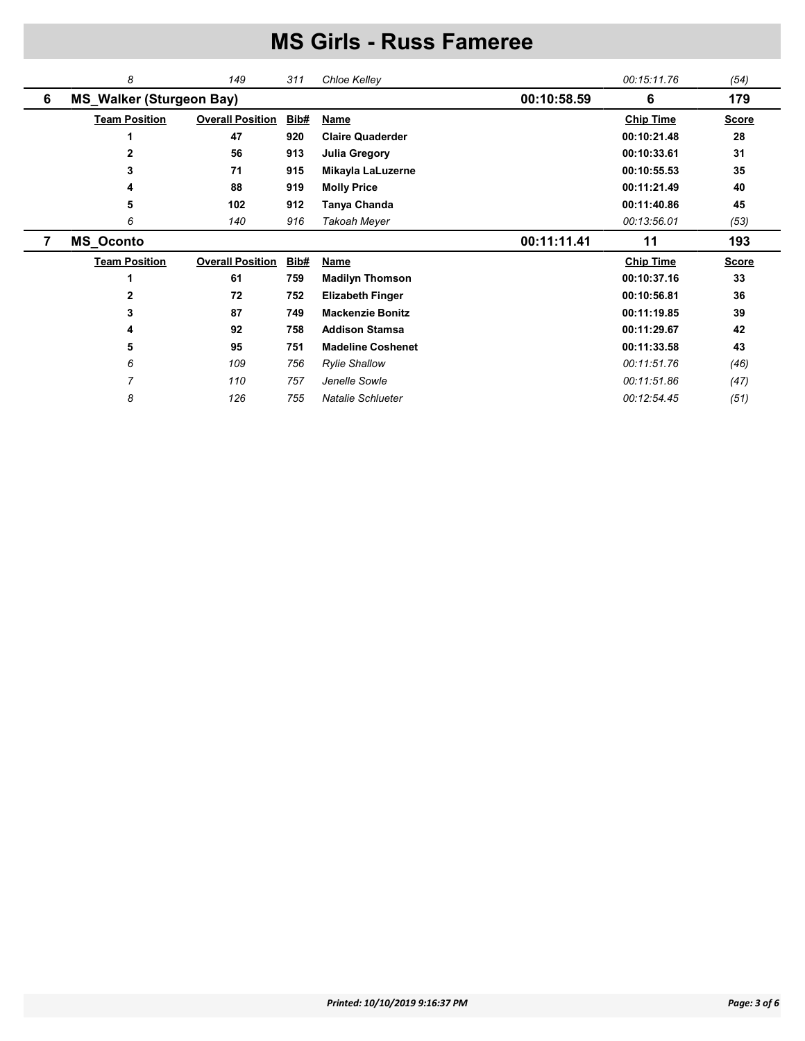# MS Girls - Russ Fameree

| | Team Position | Overall Position | Bib# | Name | | Chip Time | Score |
|---|---|---|---|---|---|---|---|
| | *8* | *149* | *311* | *Chloe Kelley* | | *00:15:11.76* | *(54)* |
| **6** | **MS_Walker (Sturgeon Bay)** | | | | **00:10:58.59** | **6** | **179** |
| | **Team Position** | **Overall Position** | **Bib#** | **Name** | | **Chip Time** | **Score** |
| | **1** | **47** | **920** | **Claire Quaderder** | | **00:10:21.48** | **28** |
| | **2** | **56** | **913** | **Julia Gregory** | | **00:10:33.61** | **31** |
| | **3** | **71** | **915** | **Mikayla LaLuzerne** | | **00:10:55.53** | **35** |
| | **4** | **88** | **919** | **Molly Price** | | **00:11:21.49** | **40** |
| | **5** | **102** | **912** | **Tanya Chanda** | | **00:11:40.86** | **45** |
| | *6* | *140* | *916* | *Takoah Meyer* | | *00:13:56.01* | *(53)* |
| **7** | **MS_Oconto** | | | | **00:11:11.41** | **11** | **193** |
| | **Team Position** | **Overall Position** | **Bib#** | **Name** | | **Chip Time** | **Score** |
| | **1** | **61** | **759** | **Madilyn Thomson** | | **00:10:37.16** | **33** |
| | **2** | **72** | **752** | **Elizabeth Finger** | | **00:10:56.81** | **36** |
| | **3** | **87** | **749** | **Mackenzie Bonitz** | | **00:11:19.85** | **39** |
| | **4** | **92** | **758** | **Addison Stamsa** | | **00:11:29.67** | **42** |
| | **5** | **95** | **751** | **Madeline Coshenet** | | **00:11:33.58** | **43** |
| | *6* | *109* | *756* | *Rylie Shallow* | | *00:11:51.76* | *(46)* |
| | *7* | *110* | *757* | *Jenelle Sowle* | | *00:11:51.86* | *(47)* |
| | *8* | *126* | *755* | *Natalie Schlueter* | | *00:12:54.45* | *(51)* |

*Printed: 10/10/2019 9:16:37 PM*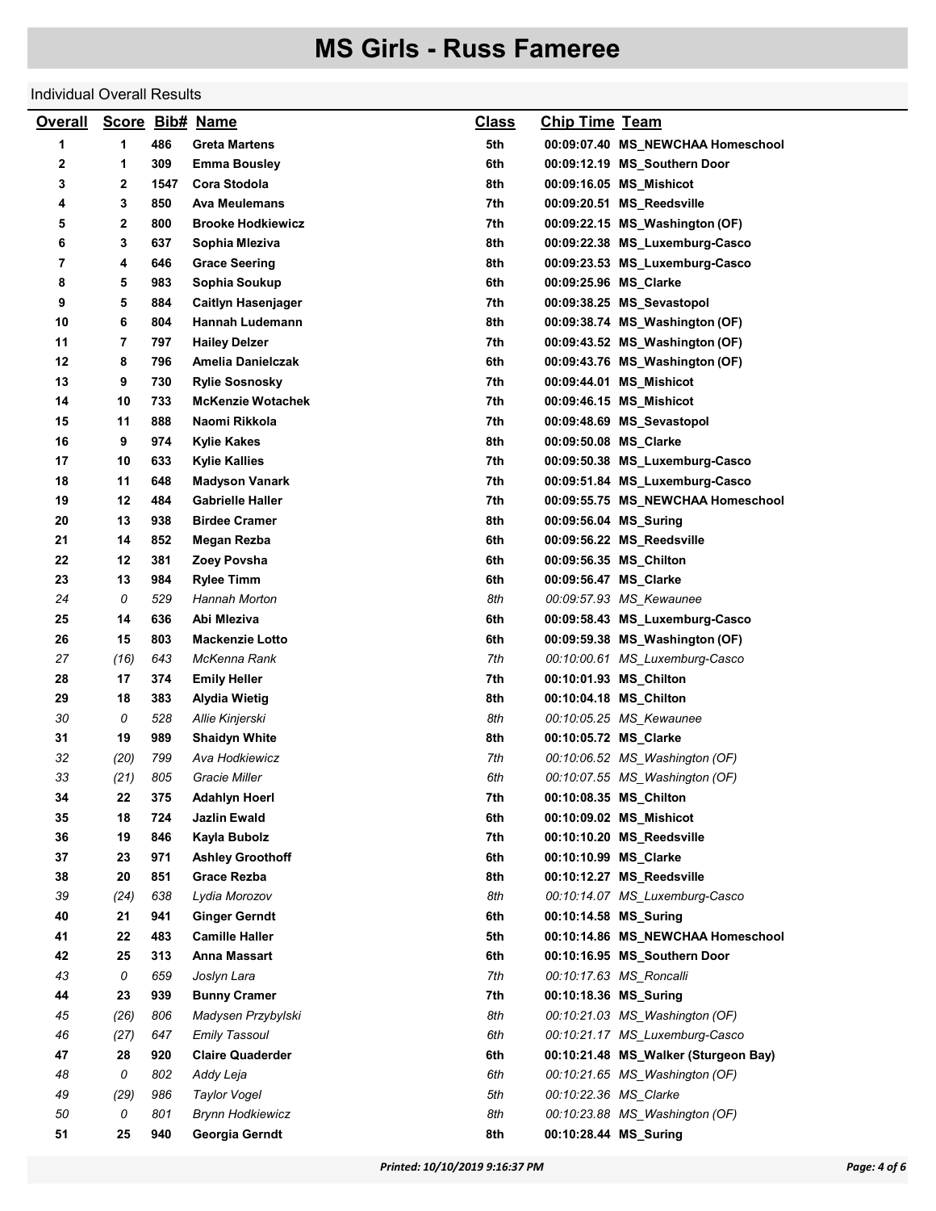# MS Girls - Russ Fameree

Individual Overall Results

| Overall | Score | Bib# | Name | Class | Chip Time | Team |
|---|---|---|---|---|---|---|
| 1 | 1 | 486 | Greta Martens | 5th | 00:09:07.40 | MS_NEWCHAA Homeschool |
| 2 | 1 | 309 | Emma Bousley | 6th | 00:09:12.19 | MS_Southern Door |
| 3 | 2 | 1547 | Cora Stodola | 8th | 00:09:16.05 | MS_Mishicot |
| 4 | 3 | 850 | Ava Meulemans | 7th | 00:09:20.51 | MS_Reedsville |
| 5 | 2 | 800 | Brooke Hodkiewicz | 7th | 00:09:22.15 | MS_Washington (OF) |
| 6 | 3 | 637 | Sophia Mleziva | 8th | 00:09:22.38 | MS_Luxemburg-Casco |
| 7 | 4 | 646 | Grace Seering | 8th | 00:09:23.53 | MS_Luxemburg-Casco |
| 8 | 5 | 983 | Sophia Soukup | 6th | 00:09:25.96 | MS_Clarke |
| 9 | 5 | 884 | Caitlyn Hasenjager | 7th | 00:09:38.25 | MS_Sevastopol |
| 10 | 6 | 804 | Hannah Ludemann | 8th | 00:09:38.74 | MS_Washington (OF) |
| 11 | 7 | 797 | Hailey Delzer | 7th | 00:09:43.52 | MS_Washington (OF) |
| 12 | 8 | 796 | Amelia Danielczak | 6th | 00:09:43.76 | MS_Washington (OF) |
| 13 | 9 | 730 | Rylie Sosnosky | 7th | 00:09:44.01 | MS_Mishicot |
| 14 | 10 | 733 | McKenzie Wotachek | 7th | 00:09:46.15 | MS_Mishicot |
| 15 | 11 | 888 | Naomi Rikkola | 7th | 00:09:48.69 | MS_Sevastopol |
| 16 | 9 | 974 | Kylie Kakes | 8th | 00:09:50.08 | MS_Clarke |
| 17 | 10 | 633 | Kylie Kallies | 7th | 00:09:50.38 | MS_Luxemburg-Casco |
| 18 | 11 | 648 | Madyson Vanark | 7th | 00:09:51.84 | MS_Luxemburg-Casco |
| 19 | 12 | 484 | Gabrielle Haller | 7th | 00:09:55.75 | MS_NEWCHAA Homeschool |
| 20 | 13 | 938 | Birdee Cramer | 8th | 00:09:56.04 | MS_Suring |
| 21 | 14 | 852 | Megan Rezba | 6th | 00:09:56.22 | MS_Reedsville |
| 22 | 12 | 381 | Zoey Povsha | 6th | 00:09:56.35 | MS_Chilton |
| 23 | 13 | 984 | Rylee Timm | 6th | 00:09:56.47 | MS_Clarke |
| 24 | 0 | 529 | Hannah Morton | 8th | 00:09:57.93 | MS_Kewaunee |
| 25 | 14 | 636 | Abi Mleziva | 6th | 00:09:58.43 | MS_Luxemburg-Casco |
| 26 | 15 | 803 | Mackenzie Lotto | 6th | 00:09:59.38 | MS_Washington (OF) |
| 27 | (16) | 643 | McKenna Rank | 7th | 00:10:00.61 | MS_Luxemburg-Casco |
| 28 | 17 | 374 | Emily Heller | 7th | 00:10:01.93 | MS_Chilton |
| 29 | 18 | 383 | Alydia Wietig | 8th | 00:10:04.18 | MS_Chilton |
| 30 | 0 | 528 | Allie Kinjerski | 8th | 00:10:05.25 | MS_Kewaunee |
| 31 | 19 | 989 | Shaidyn White | 8th | 00:10:05.72 | MS_Clarke |
| 32 | (20) | 799 | Ava Hodkiewicz | 7th | 00:10:06.52 | MS_Washington (OF) |
| 33 | (21) | 805 | Gracie Miller | 6th | 00:10:07.55 | MS_Washington (OF) |
| 34 | 22 | 375 | Adahlyn Hoerl | 7th | 00:10:08.35 | MS_Chilton |
| 35 | 18 | 724 | Jazlin Ewald | 6th | 00:10:09.02 | MS_Mishicot |
| 36 | 19 | 846 | Kayla Bubolz | 7th | 00:10:10.20 | MS_Reedsville |
| 37 | 23 | 971 | Ashley Groothoff | 6th | 00:10:10.99 | MS_Clarke |
| 38 | 20 | 851 | Grace Rezba | 8th | 00:10:12.27 | MS_Reedsville |
| 39 | (24) | 638 | Lydia Morozov | 8th | 00:10:14.07 | MS_Luxemburg-Casco |
| 40 | 21 | 941 | Ginger Gerndt | 6th | 00:10:14.58 | MS_Suring |
| 41 | 22 | 483 | Camille Haller | 5th | 00:10:14.86 | MS_NEWCHAA Homeschool |
| 42 | 25 | 313 | Anna Massart | 6th | 00:10:16.95 | MS_Southern Door |
| 43 | 0 | 659 | Joslyn Lara | 7th | 00:10:17.63 | MS_Roncalli |
| 44 | 23 | 939 | Bunny Cramer | 7th | 00:10:18.36 | MS_Suring |
| 45 | (26) | 806 | Madysen Przybylski | 8th | 00:10:21.03 | MS_Washington (OF) |
| 46 | (27) | 647 | Emily Tassoul | 6th | 00:10:21.17 | MS_Luxemburg-Casco |
| 47 | 28 | 920 | Claire Quaderder | 6th | 00:10:21.48 | MS_Walker (Sturgeon Bay) |
| 48 | 0 | 802 | Addy Leja | 6th | 00:10:21.65 | MS_Washington (OF) |
| 49 | (29) | 986 | Taylor Vogel | 5th | 00:10:22.36 | MS_Clarke |
| 50 | 0 | 801 | Brynn Hodkiewicz | 8th | 00:10:23.88 | MS_Washington (OF) |
| 51 | 25 | 940 | Georgia Gerndt | 8th | 00:10:28.44 | MS_Suring |

Printed: 10/10/2019 9:16:37 PM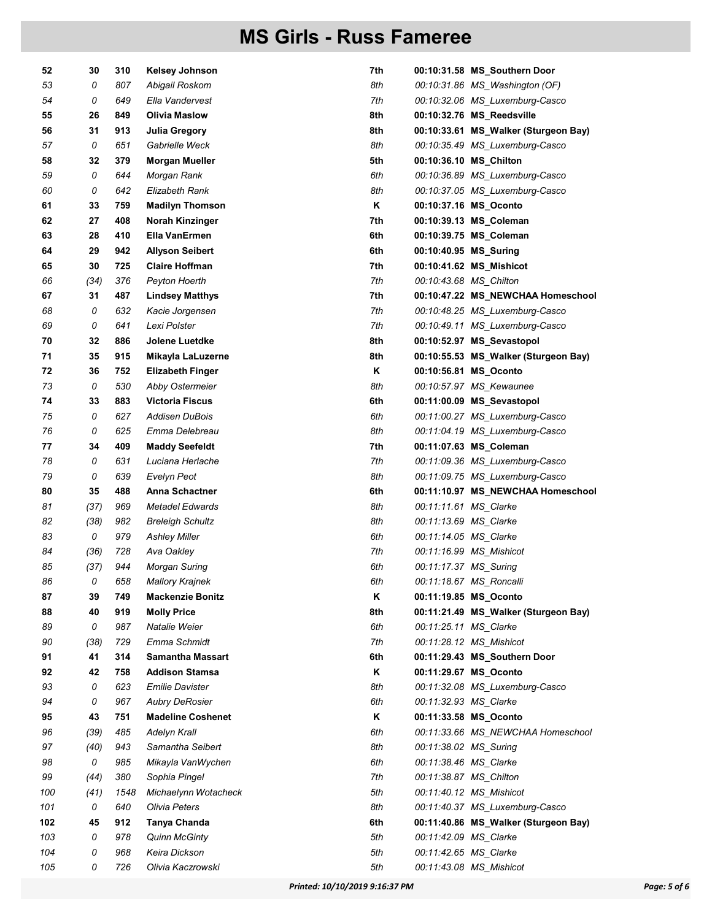# MS Girls - Russ Fameree

| | | | | | | |
|---|---|---|---|---|---|---|
| **52** | **30** | **310** | **Kelsey Johnson** | **7th** | **00:10:31.58** | **MS_Southern Door** |
| *53* | *0* | *807* | *Abigail Roskom* | *8th* | *00:10:31.86* | *MS_Washington (OF)* |
| *54* | *0* | *649* | *Ella Vandervest* | *7th* | *00:10:32.06* | *MS_Luxemburg-Casco* |
| **55** | **26** | **849** | **Olivia Maslow** | **8th** | **00:10:32.76** | **MS_Reedsville** |
| **56** | **31** | **913** | **Julia Gregory** | **8th** | **00:10:33.61** | **MS_Walker (Sturgeon Bay)** |
| *57* | *0* | *651* | *Gabrielle Weck* | *8th* | *00:10:35.49* | *MS_Luxemburg-Casco* |
| **58** | **32** | **379** | **Morgan Mueller** | **5th** | **00:10:36.10** | **MS_Chilton** |
| *59* | *0* | *644* | *Morgan Rank* | *6th* | *00:10:36.89* | *MS_Luxemburg-Casco* |
| *60* | *0* | *642* | *Elizabeth Rank* | *8th* | *00:10:37.05* | *MS_Luxemburg-Casco* |
| **61** | **33** | **759** | **Madilyn Thomson** | **K** | **00:10:37.16** | **MS_Oconto** |
| **62** | **27** | **408** | **Norah Kinzinger** | **7th** | **00:10:39.13** | **MS_Coleman** |
| **63** | **28** | **410** | **Ella VanErmen** | **6th** | **00:10:39.75** | **MS_Coleman** |
| **64** | **29** | **942** | **Allyson Seibert** | **6th** | **00:10:40.95** | **MS_Suring** |
| **65** | **30** | **725** | **Claire Hoffman** | **7th** | **00:10:41.62** | **MS_Mishicot** |
| *66* | *(34)* | *376* | *Peyton Hoerth* | *7th* | *00:10:43.68* | *MS_Chilton* |
| **67** | **31** | **487** | **Lindsey Matthys** | **7th** | **00:10:47.22** | **MS_NEWCHAA Homeschool** |
| *68* | *0* | *632* | *Kacie Jorgensen* | *7th* | *00:10:48.25* | *MS_Luxemburg-Casco* |
| *69* | *0* | *641* | *Lexi Polster* | *7th* | *00:10:49.11* | *MS_Luxemburg-Casco* |
| **70** | **32** | **886** | **Jolene Luetdke** | **8th** | **00:10:52.97** | **MS_Sevastopol** |
| **71** | **35** | **915** | **Mikayla LaLuzerne** | **8th** | **00:10:55.53** | **MS_Walker (Sturgeon Bay)** |
| **72** | **36** | **752** | **Elizabeth Finger** | **K** | **00:10:56.81** | **MS_Oconto** |
| *73* | *0* | *530* | *Abby Ostermeier* | *8th* | *00:10:57.97* | *MS_Kewaunee* |
| **74** | **33** | **883** | **Victoria Fiscus** | **6th** | **00:11:00.09** | **MS_Sevastopol** |
| *75* | *0* | *627* | *Addisen DuBois* | *6th* | *00:11:00.27* | *MS_Luxemburg-Casco* |
| *76* | *0* | *625* | *Emma Delebreau* | *8th* | *00:11:04.19* | *MS_Luxemburg-Casco* |
| **77** | **34** | **409** | **Maddy Seefeldt** | **7th** | **00:11:07.63** | **MS_Coleman** |
| *78* | *0* | *631* | *Luciana Herlache* | *7th* | *00:11:09.36* | *MS_Luxemburg-Casco* |
| *79* | *0* | *639* | *Evelyn Peot* | *8th* | *00:11:09.75* | *MS_Luxemburg-Casco* |
| **80** | **35** | **488** | **Anna Schactner** | **6th** | **00:11:10.97** | **MS_NEWCHAA Homeschool** |
| *81* | *(37)* | *969* | *Metadel Edwards* | *8th* | *00:11:11.61* | *MS_Clarke* |
| *82* | *(38)* | *982* | *Breleigh Schultz* | *8th* | *00:11:13.69* | *MS_Clarke* |
| *83* | *0* | *979* | *Ashley Miller* | *6th* | *00:11:14.05* | *MS_Clarke* |
| *84* | *(36)* | *728* | *Ava Oakley* | *7th* | *00:11:16.99* | *MS_Mishicot* |
| *85* | *(37)* | *944* | *Morgan Suring* | *6th* | *00:11:17.37* | *MS_Suring* |
| *86* | *0* | *658* | *Mallory Krajnek* | *6th* | *00:11:18.67* | *MS_Roncalli* |
| **87** | **39** | **749** | **Mackenzie Bonitz** | **K** | **00:11:19.85** | **MS_Oconto** |
| **88** | **40** | **919** | **Molly Price** | **8th** | **00:11:21.49** | **MS_Walker (Sturgeon Bay)** |
| *89* | *0* | *987* | *Natalie Weier* | *6th* | *00:11:25.11* | *MS_Clarke* |
| *90* | *(38)* | *729* | *Emma Schmidt* | *7th* | *00:11:28.12* | *MS_Mishicot* |
| **91** | **41** | **314** | **Samantha Massart** | **6th** | **00:11:29.43** | **MS_Southern Door** |
| **92** | **42** | **758** | **Addison Stamsa** | **K** | **00:11:29.67** | **MS_Oconto** |
| *93* | *0* | *623* | *Emilie Davister* | *8th* | *00:11:32.08* | *MS_Luxemburg-Casco* |
| *94* | *0* | *967* | *Aubry DeRosier* | *6th* | *00:11:32.93* | *MS_Clarke* |
| **95** | **43** | **751** | **Madeline Coshenet** | **K** | **00:11:33.58** | **MS_Oconto** |
| *96* | *(39)* | *485* | *Adelyn Krall* | *6th* | *00:11:33.66* | *MS_NEWCHAA Homeschool* |
| *97* | *(40)* | *943* | *Samantha Seibert* | *8th* | *00:11:38.02* | *MS_Suring* |
| *98* | *0* | *985* | *Mikayla VanWychen* | *6th* | *00:11:38.46* | *MS_Clarke* |
| *99* | *(44)* | *380* | *Sophia Pingel* | *7th* | *00:11:38.87* | *MS_Chilton* |
| *100* | *(41)* | *1548* | *Michaelynn Wotacheck* | *5th* | *00:11:40.12* | *MS_Mishicot* |
| *101* | *0* | *640* | *Olivia Peters* | *8th* | *00:11:40.37* | *MS_Luxemburg-Casco* |
| **102** | **45** | **912** | **Tanya Chanda** | **6th** | **00:11:40.86** | **MS_Walker (Sturgeon Bay)** |
| *103* | *0* | *978* | *Quinn McGinty* | *5th* | *00:11:42.09* | *MS_Clarke* |
| *104* | *0* | *968* | *Keira Dickson* | *5th* | *00:11:42.65* | *MS_Clarke* |
| *105* | *0* | *726* | *Olivia Kaczrowski* | *5th* | *00:11:43.08* | *MS_Mishicot* |

*Printed: 10/10/2019 9:16:37 PM*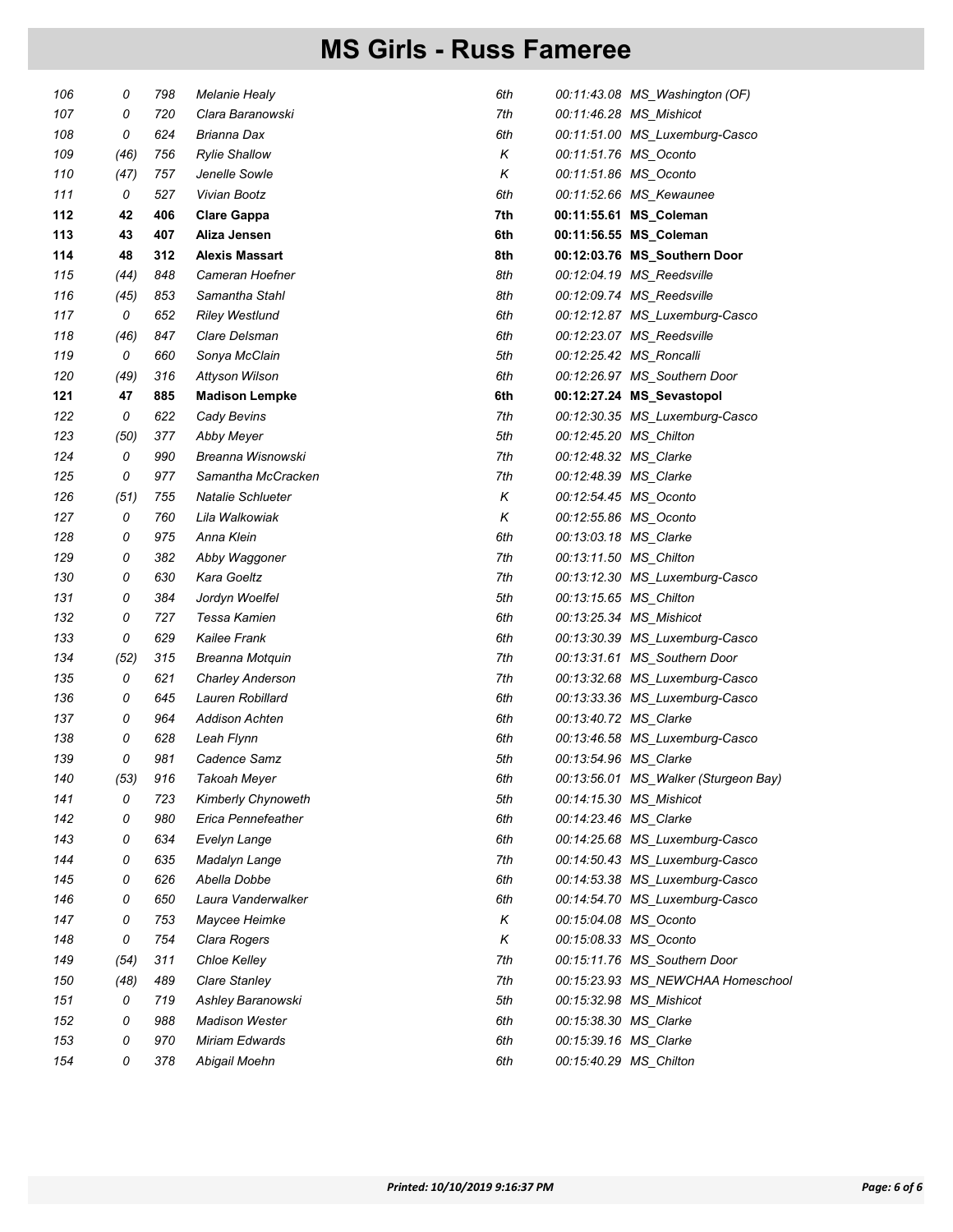# MS Girls - Russ Fameree

| | | | | | | |
|---|---|---|---|---|---|---|
| *106* | *0* | *798* | *Melanie Healy* | *6th* | *00:11:43.08* | *MS_Washington (OF)* |
| *107* | *0* | *720* | *Clara Baranowski* | *7th* | *00:11:46.28* | *MS_Mishicot* |
| *108* | *0* | *624* | *Brianna Dax* | *6th* | *00:11:51.00* | *MS_Luxemburg-Casco* |
| *109* | *(46)* | *756* | *Rylie Shallow* | *K* | *00:11:51.76* | *MS_Oconto* |
| *110* | *(47)* | *757* | *Jenelle Sowle* | *K* | *00:11:51.86* | *MS_Oconto* |
| *111* | *0* | *527* | *Vivian Bootz* | *6th* | *00:11:52.66* | *MS_Kewaunee* |
| **112** | **42** | **406** | **Clare Gappa** | **7th** | **00:11:55.61** | **MS_Coleman** |
| **113** | **43** | **407** | **Aliza Jensen** | **6th** | **00:11:56.55** | **MS_Coleman** |
| **114** | **48** | **312** | **Alexis Massart** | **8th** | **00:12:03.76** | **MS_Southern Door** |
| *115* | *(44)* | *848* | *Cameran Hoefner* | *8th* | *00:12:04.19* | *MS_Reedsville* |
| *116* | *(45)* | *853* | *Samantha Stahl* | *8th* | *00:12:09.74* | *MS_Reedsville* |
| *117* | *0* | *652* | *Riley Westlund* | *6th* | *00:12:12.87* | *MS_Luxemburg-Casco* |
| *118* | *(46)* | *847* | *Clare Delsman* | *6th* | *00:12:23.07* | *MS_Reedsville* |
| *119* | *0* | *660* | *Sonya McClain* | *5th* | *00:12:25.42* | *MS_Roncalli* |
| *120* | *(49)* | *316* | *Attyson Wilson* | *6th* | *00:12:26.97* | *MS_Southern Door* |
| **121** | **47** | **885** | **Madison Lempke** | **6th** | **00:12:27.24** | **MS_Sevastopol** |
| *122* | *0* | *622* | *Cady Bevins* | *7th* | *00:12:30.35* | *MS_Luxemburg-Casco* |
| *123* | *(50)* | *377* | *Abby Meyer* | *5th* | *00:12:45.20* | *MS_Chilton* |
| *124* | *0* | *990* | *Breanna Wisnowski* | *7th* | *00:12:48.32* | *MS_Clarke* |
| *125* | *0* | *977* | *Samantha McCracken* | *7th* | *00:12:48.39* | *MS_Clarke* |
| *126* | *(51)* | *755* | *Natalie Schlueter* | *K* | *00:12:54.45* | *MS_Oconto* |
| *127* | *0* | *760* | *Lila Walkowiak* | *K* | *00:12:55.86* | *MS_Oconto* |
| *128* | *0* | *975* | *Anna Klein* | *6th* | *00:13:03.18* | *MS_Clarke* |
| *129* | *0* | *382* | *Abby Waggoner* | *7th* | *00:13:11.50* | *MS_Chilton* |
| *130* | *0* | *630* | *Kara Goeltz* | *7th* | *00:13:12.30* | *MS_Luxemburg-Casco* |
| *131* | *0* | *384* | *Jordyn Woelfel* | *5th* | *00:13:15.65* | *MS_Chilton* |
| *132* | *0* | *727* | *Tessa Kamien* | *6th* | *00:13:25.34* | *MS_Mishicot* |
| *133* | *0* | *629* | *Kailee Frank* | *6th* | *00:13:30.39* | *MS_Luxemburg-Casco* |
| *134* | *(52)* | *315* | *Breanna Motquin* | *7th* | *00:13:31.61* | *MS_Southern Door* |
| *135* | *0* | *621* | *Charley Anderson* | *7th* | *00:13:32.68* | *MS_Luxemburg-Casco* |
| *136* | *0* | *645* | *Lauren Robillard* | *6th* | *00:13:33.36* | *MS_Luxemburg-Casco* |
| *137* | *0* | *964* | *Addison Achten* | *6th* | *00:13:40.72* | *MS_Clarke* |
| *138* | *0* | *628* | *Leah Flynn* | *6th* | *00:13:46.58* | *MS_Luxemburg-Casco* |
| *139* | *0* | *981* | *Cadence Samz* | *5th* | *00:13:54.96* | *MS_Clarke* |
| *140* | *(53)* | *916* | *Takoah Meyer* | *6th* | *00:13:56.01* | *MS_Walker (Sturgeon Bay)* |
| *141* | *0* | *723* | *Kimberly Chynoweth* | *5th* | *00:14:15.30* | *MS_Mishicot* |
| *142* | *0* | *980* | *Erica Pennefeather* | *6th* | *00:14:23.46* | *MS_Clarke* |
| *143* | *0* | *634* | *Evelyn Lange* | *6th* | *00:14:25.68* | *MS_Luxemburg-Casco* |
| *144* | *0* | *635* | *Madalyn Lange* | *7th* | *00:14:50.43* | *MS_Luxemburg-Casco* |
| *145* | *0* | *626* | *Abella Dobbe* | *6th* | *00:14:53.38* | *MS_Luxemburg-Casco* |
| *146* | *0* | *650* | *Laura Vanderwalker* | *6th* | *00:14:54.70* | *MS_Luxemburg-Casco* |
| *147* | *0* | *753* | *Maycee Heimke* | *K* | *00:15:04.08* | *MS_Oconto* |
| *148* | *0* | *754* | *Clara Rogers* | *K* | *00:15:08.33* | *MS_Oconto* |
| *149* | *(54)* | *311* | *Chloe Kelley* | *7th* | *00:15:11.76* | *MS_Southern Door* |
| *150* | *(48)* | *489* | *Clare Stanley* | *7th* | *00:15:23.93* | *MS_NEWCHAA Homeschool* |
| *151* | *0* | *719* | *Ashley Baranowski* | *5th* | *00:15:32.98* | *MS_Mishicot* |
| *152* | *0* | *988* | *Madison Wester* | *6th* | *00:15:38.30* | *MS_Clarke* |
| *153* | *0* | *970* | *Miriam Edwards* | *6th* | *00:15:39.16* | *MS_Clarke* |
| *154* | *0* | *378* | *Abigail Moehn* | *6th* | *00:15:40.29* | *MS_Chilton* |

*Printed: 10/10/2019 9:16:37 PM*